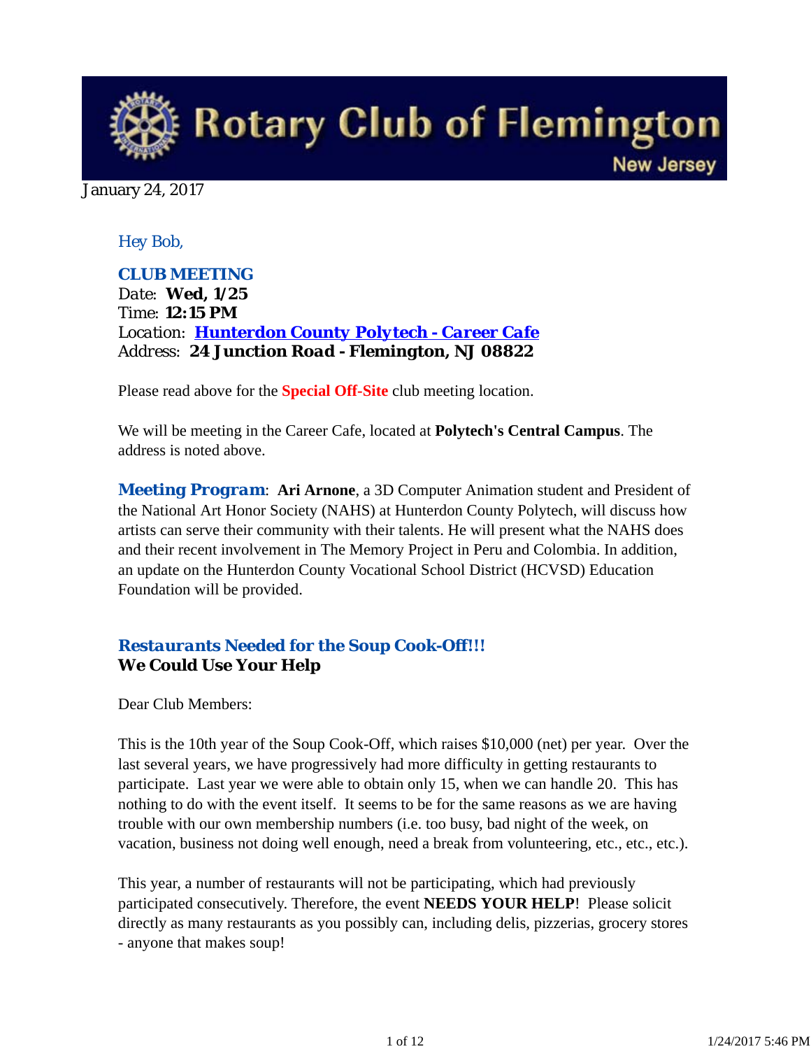# Rotary Club of Flemington

New Jersey

January 24, 2017

*Hey Bob,*

**CLUB MEETING**
Date: **Wed, 1/25**
Time: **12:15 PM**
Location: **Hunterdon County Polytech - Career Cafe**
Address: **24 Junction Road - Flemington, NJ 08822**

Please read above for the **Special Off-Site** club meeting location.

We will be meeting in the Career Cafe, located at **Polytech's Central Campus**. The address is noted above.

***Meeting Program***: **Ari Arnone**, a 3D Computer Animation student and President of the National Art Honor Society (NAHS) at Hunterdon County Polytech, will discuss how artists can serve their community with their talents. He will present what the NAHS does and their recent involvement in The Memory Project in Peru and Colombia. In addition, an update on the Hunterdon County Vocational School District (HCVSD) Education Foundation will be provided.

***Restaurants Needed for the Soup Cook-Off!!!***
**We Could Use Your Help**

Dear Club Members:

This is the 10th year of the Soup Cook-Off, which raises $10,000 (net) per year. Over the last several years, we have progressively had more difficulty in getting restaurants to participate. Last year we were able to obtain only 15, when we can handle 20. This has nothing to do with the event itself. It seems to be for the same reasons as we are having trouble with our own membership numbers (i.e. too busy, bad night of the week, on vacation, business not doing well enough, need a break from volunteering, etc., etc., etc.).

This year, a number of restaurants will not be participating, which had previously participated consecutively. Therefore, the event **NEEDS YOUR HELP**! Please solicit directly as many restaurants as you possibly can, including delis, pizzerias, grocery stores - anyone that makes soup!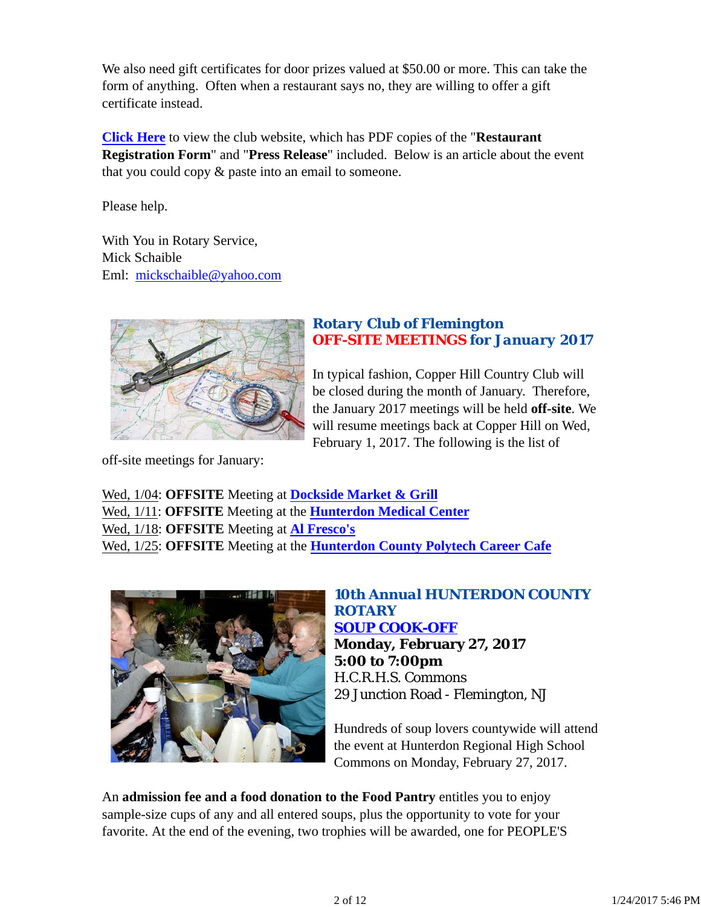We also need gift certificates for door prizes valued at $50.00 or more. This can take the form of anything. Often when a restaurant says no, they are willing to offer a gift certificate instead.

**Click Here** to view the club website, which has PDF copies of the "**Restaurant Registration Form**" and "**Press Release**" included. Below is an article about the event that you could copy & paste into an email to someone.

Please help.

With You in Rotary Service,
Mick Schaible
Eml: mickschaible@yahoo.com

## Rotary Club of Flemington
## OFF-SITE MEETINGS for January 2017

In typical fashion, Copper Hill Country Club will be closed during the month of January. Therefore, the January 2017 meetings will be held **off-site**. We will resume meetings back at Copper Hill on Wed, February 1, 2017. The following is the list of off-site meetings for January:

Wed, 1/04: **OFFSITE** Meeting at **Dockside Market & Grill**
Wed, 1/11: **OFFSITE** Meeting at the **Hunterdon Medical Center**
Wed, 1/18: **OFFSITE** Meeting at **Al Fresco's**
Wed, 1/25: **OFFSITE** Meeting at the **Hunterdon County Polytech Career Cafe**

## 10th Annual HUNTERDON COUNTY ROTARY SOUP COOK-OFF

**Monday, February 27, 2017**
**5:00 to 7:00pm**
H.C.R.H.S. Commons
29 Junction Road - Flemington, NJ

Hundreds of soup lovers countywide will attend the event at Hunterdon Regional High School Commons on Monday, February 27, 2017.

An **admission fee and a food donation to the Food Pantry** entitles you to enjoy sample-size cups of any and all entered soups, plus the opportunity to vote for your favorite. At the end of the evening, two trophies will be awarded, one for PEOPLE'S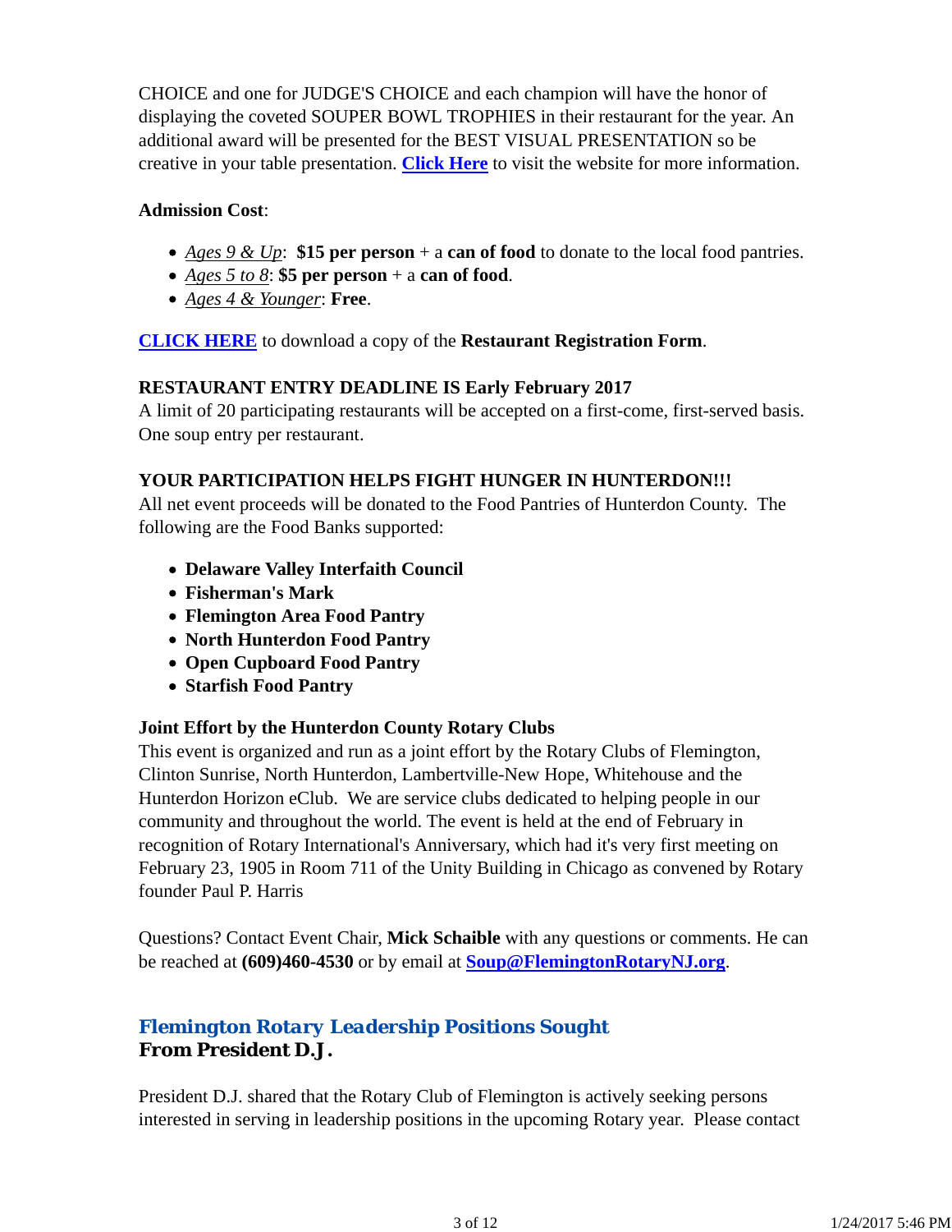CHOICE and one for JUDGE'S CHOICE and each champion will have the honor of displaying the coveted SOUPER BOWL TROPHIES in their restaurant for the year. An additional award will be presented for the BEST VISUAL PRESENTATION so be creative in your table presentation. **Click Here** to visit the website for more information.

**Admission Cost**:

- *Ages 9 & Up*: **$15 per person** + a **can of food** to donate to the local food pantries.
- *Ages 5 to 8*: **$5 per person** + a **can of food**.
- *Ages 4 & Younger*: **Free**.

**CLICK HERE** to download a copy of the **Restaurant Registration Form**.

**RESTAURANT ENTRY DEADLINE IS Early February 2017**
A limit of 20 participating restaurants will be accepted on a first-come, first-served basis. One soup entry per restaurant.

**YOUR PARTICIPATION HELPS FIGHT HUNGER IN HUNTERDON!!!**
All net event proceeds will be donated to the Food Pantries of Hunterdon County. The following are the Food Banks supported:

- **Delaware Valley Interfaith Council**
- **Fisherman's Mark**
- **Flemington Area Food Pantry**
- **North Hunterdon Food Pantry**
- **Open Cupboard Food Pantry**
- **Starfish Food Pantry**

**Joint Effort by the Hunterdon County Rotary Clubs**
This event is organized and run as a joint effort by the Rotary Clubs of Flemington, Clinton Sunrise, North Hunterdon, Lambertville-New Hope, Whitehouse and the Hunterdon Horizon eClub. We are service clubs dedicated to helping people in our community and throughout the world. The event is held at the end of February in recognition of Rotary International's Anniversary, which had it's very first meeting on February 23, 1905 in Room 711 of the Unity Building in Chicago as convened by Rotary founder Paul P. Harris

Questions? Contact Event Chair, **Mick Schaible** with any questions or comments. He can be reached at **(609)460-4530** or by email at **Soup@FlemingtonRotaryNJ.org**.

## *Flemington Rotary Leadership Positions Sought*
**From President D.J.**

President D.J. shared that the Rotary Club of Flemington is actively seeking persons interested in serving in leadership positions in the upcoming Rotary year. Please contact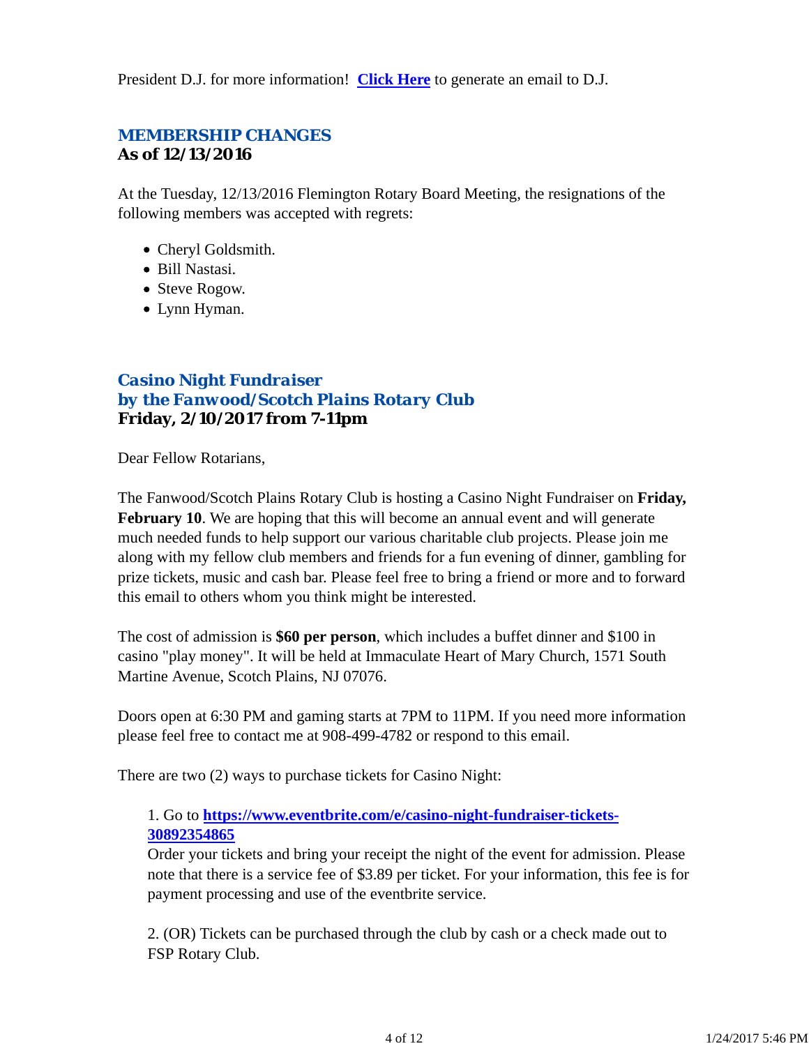President D.J. for more information! **[Click Here](#)** to generate an email to D.J.

## *MEMBERSHIP CHANGES*
**As of 12/13/2016**

At the Tuesday, 12/13/2016 Flemington Rotary Board Meeting, the resignations of the following members was accepted with regrets:

- Cheryl Goldsmith.
- Bill Nastasi.
- Steve Rogow.
- Lynn Hyman.

## *Casino Night Fundraiser*
## *by the Fanwood/Scotch Plains Rotary Club*
**Friday, 2/10/2017 from 7-11pm**

Dear Fellow Rotarians,

The Fanwood/Scotch Plains Rotary Club is hosting a Casino Night Fundraiser on **Friday, February 10**. We are hoping that this will become an annual event and will generate much needed funds to help support our various charitable club projects. Please join me along with my fellow club members and friends for a fun evening of dinner, gambling for prize tickets, music and cash bar. Please feel free to bring a friend or more and to forward this email to others whom you think might be interested.

The cost of admission is **$60 per person**, which includes a buffet dinner and $100 in casino "play money". It will be held at Immaculate Heart of Mary Church, 1571 South Martine Avenue, Scotch Plains, NJ 07076.

Doors open at 6:30 PM and gaming starts at 7PM to 11PM. If you need more information please feel free to contact me at 908-499-4782 or respond to this email.

There are two (2) ways to purchase tickets for Casino Night:

> 1. Go to **https://www.eventbrite.com/e/casino-night-fundraiser-tickets-30892354865**
> Order your tickets and bring your receipt the night of the event for admission. Please note that there is a service fee of $3.89 per ticket. For your information, this fee is for payment processing and use of the eventbrite service.
>
> 2. (OR) Tickets can be purchased through the club by cash or a check made out to FSP Rotary Club.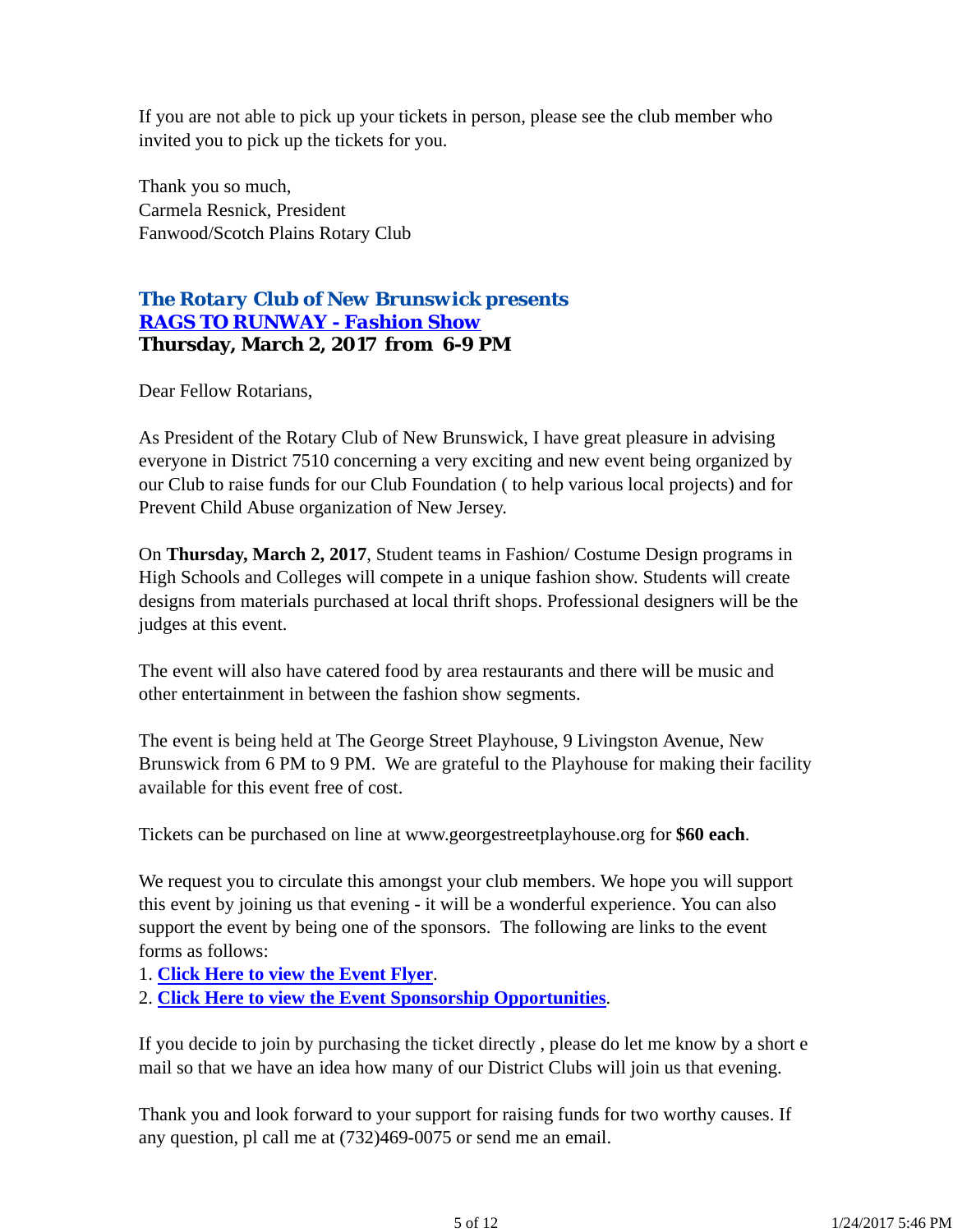If you are not able to pick up your tickets in person, please see the club member who invited you to pick up the tickets for you.

Thank you so much,
Carmela Resnick, President
Fanwood/Scotch Plains Rotary Club

### *The Rotary Club of New Brunswick presents*
### *RAGS TO RUNWAY - Fashion Show*
### Thursday, March 2, 2017 from 6-9 PM

Dear Fellow Rotarians,

As President of the Rotary Club of New Brunswick, I have great pleasure in advising everyone in District 7510 concerning a very exciting and new event being organized by our Club to raise funds for our Club Foundation ( to help various local projects) and for Prevent Child Abuse organization of New Jersey.

On **Thursday, March 2, 2017**, Student teams in Fashion/ Costume Design programs in High Schools and Colleges will compete in a unique fashion show. Students will create designs from materials purchased at local thrift shops. Professional designers will be the judges at this event.

The event will also have catered food by area restaurants and there will be music and other entertainment in between the fashion show segments.

The event is being held at The George Street Playhouse, 9 Livingston Avenue, New Brunswick from 6 PM to 9 PM. We are grateful to the Playhouse for making their facility available for this event free of cost.

Tickets can be purchased on line at www.georgestreetplayhouse.org for **$60 each**.

We request you to circulate this amongst your club members. We hope you will support this event by joining us that evening - it will be a wonderful experience. You can also support the event by being one of the sponsors. The following are links to the event forms as follows:

1. **Click Here to view the Event Flyer**.
2. **Click Here to view the Event Sponsorship Opportunities**.

If you decide to join by purchasing the ticket directly , please do let me know by a short e mail so that we have an idea how many of our District Clubs will join us that evening.

Thank you and look forward to your support for raising funds for two worthy causes. If any question, pl call me at (732)469-0075 or send me an email.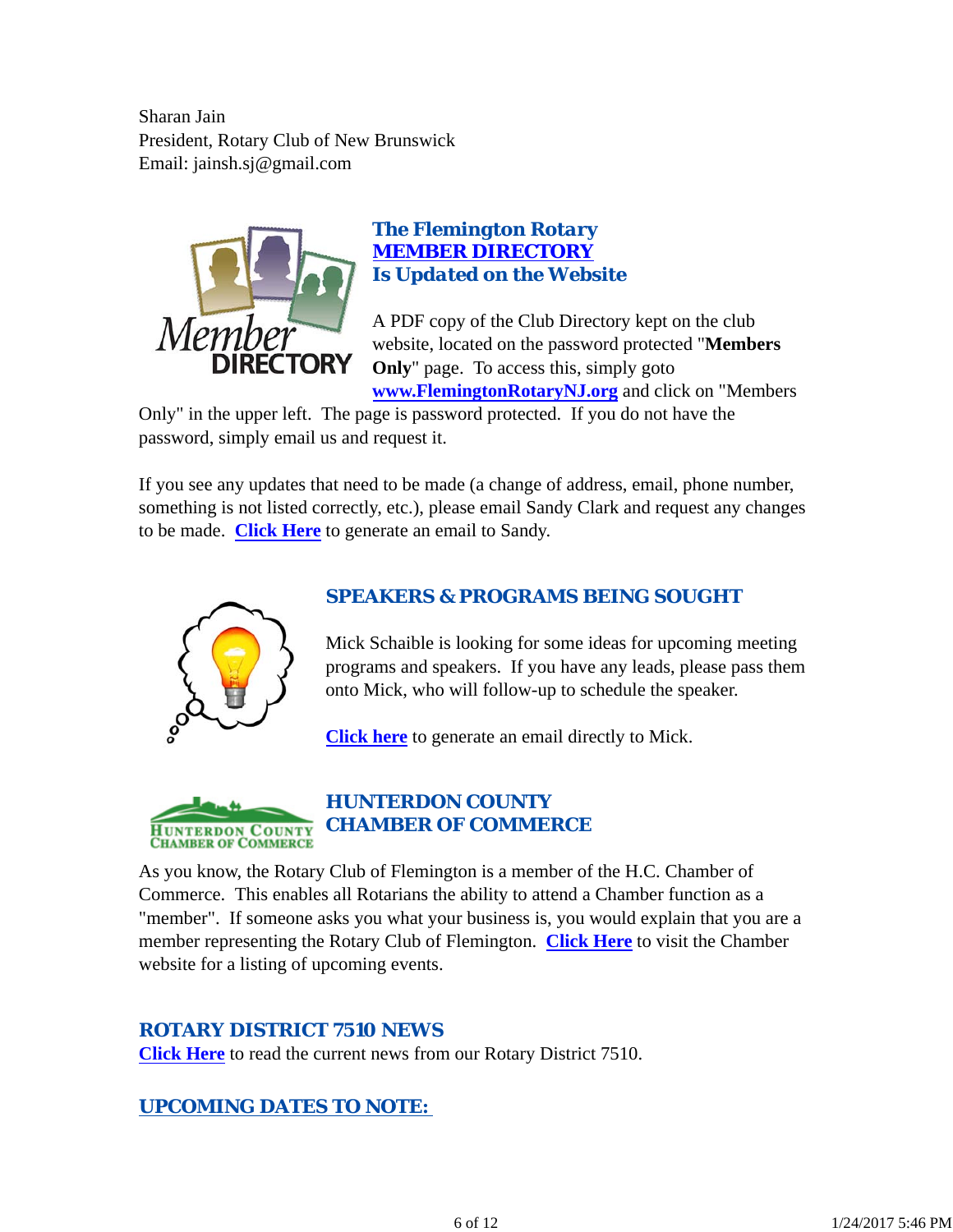Sharan Jain
President, Rotary Club of New Brunswick
Email: jainsh.sj@gmail.com

### The Flemington Rotary MEMBER DIRECTORY Is Updated on the Website

A PDF copy of the Club Directory kept on the club website, located on the password protected "**Members Only**" page. To access this, simply goto **www.FlemingtonRotaryNJ.org** and click on "Members Only" in the upper left. The page is password protected. If you do not have the password, simply email us and request it.

If you see any updates that need to be made (a change of address, email, phone number, something is not listed correctly, etc.), please email Sandy Clark and request any changes to be made. **Click Here** to generate an email to Sandy.

### SPEAKERS & PROGRAMS BEING SOUGHT

Mick Schaible is looking for some ideas for upcoming meeting programs and speakers. If you have any leads, please pass them onto Mick, who will follow-up to schedule the speaker.

**Click here** to generate an email directly to Mick.

### HUNTERDON COUNTY CHAMBER OF COMMERCE

As you know, the Rotary Club of Flemington is a member of the H.C. Chamber of Commerce. This enables all Rotarians the ability to attend a Chamber function as a "member". If someone asks you what your business is, you would explain that you are a member representing the Rotary Club of Flemington. **Click Here** to visit the Chamber website for a listing of upcoming events.

### ROTARY DISTRICT 7510 NEWS

**Click Here** to read the current news from our Rotary District 7510.

### UPCOMING DATES TO NOTE: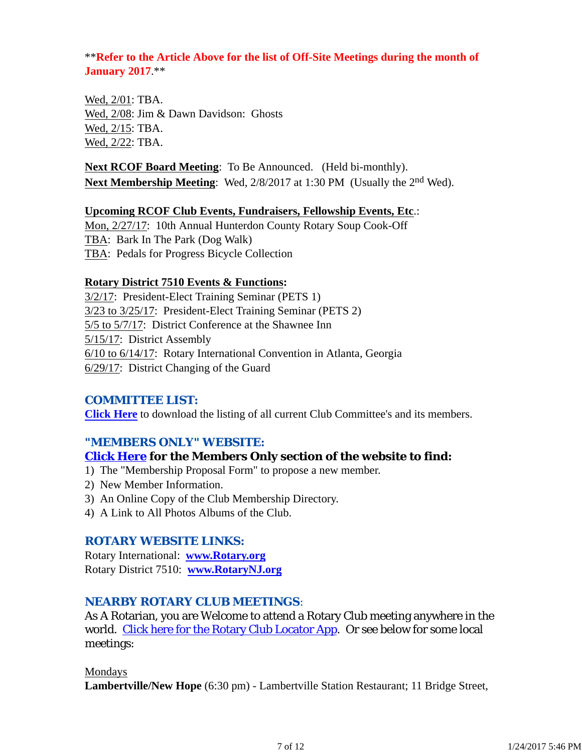****Refer to the Article Above for the list of Off-Site Meetings during the month of January 2017**.**

Wed, 2/01: TBA.
Wed, 2/08: Jim & Dawn Davidson: Ghosts
Wed, 2/15: TBA.
Wed, 2/22: TBA.

**Next RCOF Board Meeting**: To Be Announced. (Held bi-monthly).
**Next Membership Meeting**: Wed, 2/8/2017 at 1:30 PM (Usually the 2nd Wed).

**Upcoming RCOF Club Events, Fundraisers, Fellowship Events, Etc.**:
Mon, 2/27/17: 10th Annual Hunterdon County Rotary Soup Cook-Off
TBA: Bark In The Park (Dog Walk)
TBA: Pedals for Progress Bicycle Collection

**Rotary District 7510 Events & Functions:**
3/2/17: President-Elect Training Seminar (PETS 1)
3/23 to 3/25/17: President-Elect Training Seminar (PETS 2)
5/5 to 5/7/17: District Conference at the Shawnee Inn
5/15/17: District Assembly
6/10 to 6/14/17: Rotary International Convention in Atlanta, Georgia
6/29/17: District Changing of the Guard

## COMMITTEE LIST:

**Click Here** to download the listing of all current Club Committee's and its members.

## "MEMBERS ONLY" WEBSITE:

**Click Here for the Members Only section of the website to find:**
1) The "Membership Proposal Form" to propose a new member.
2) New Member Information.
3) An Online Copy of the Club Membership Directory.
4) A Link to All Photos Albums of the Club.

## ROTARY WEBSITE LINKS:

Rotary International: **www.Rotary.org**
Rotary District 7510: **www.RotaryNJ.org**

## NEARBY ROTARY CLUB MEETINGS:

As A Rotarian, you are Welcome to attend a Rotary Club meeting anywhere in the world. Click here for the Rotary Club Locator App. Or see below for some local meetings:

Mondays
**Lambertville/New Hope** (6:30 pm) - Lambertville Station Restaurant; 11 Bridge Street,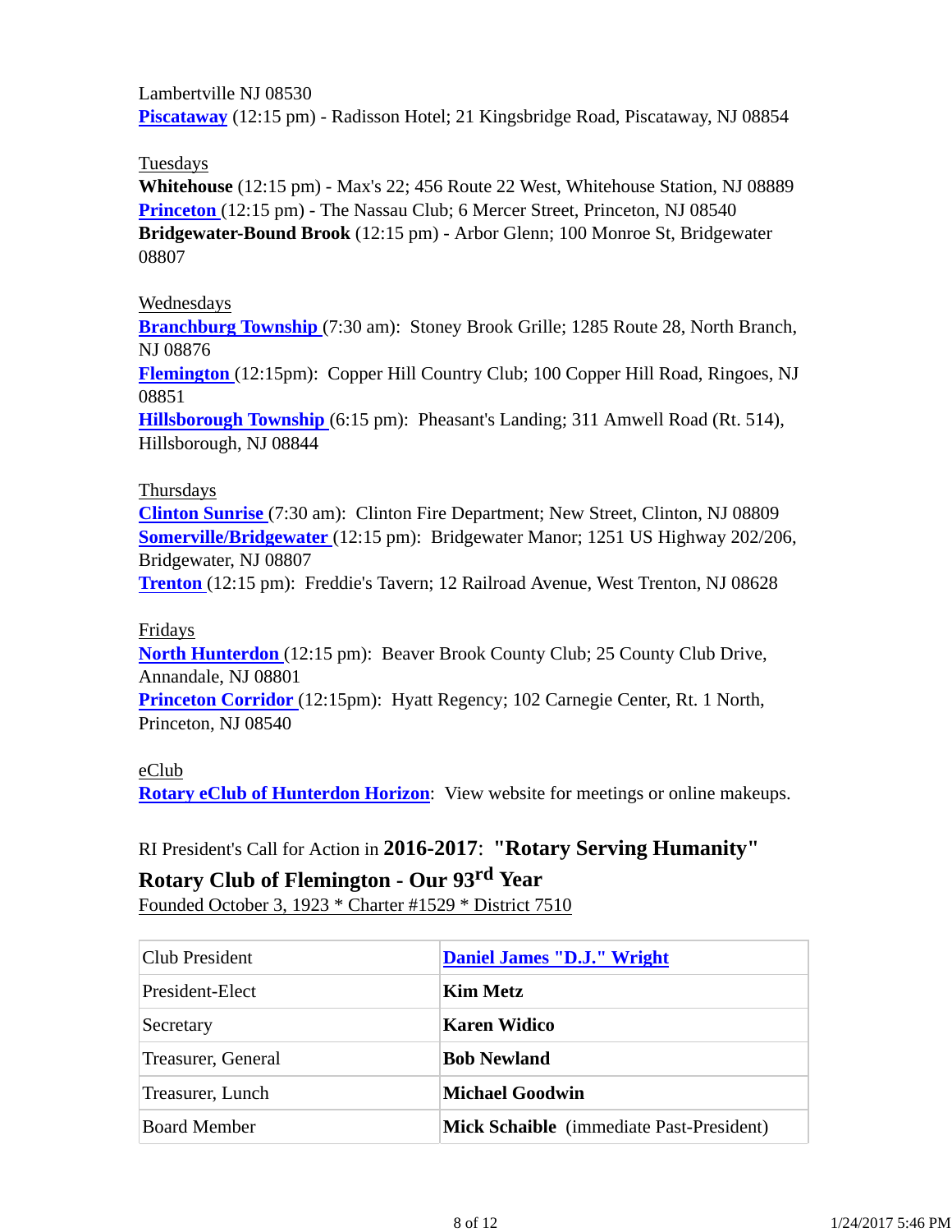Lambertville NJ 08530
**Piscataway** (12:15 pm) - Radisson Hotel; 21 Kingsbridge Road, Piscataway, NJ 08854

Tuesdays
**Whitehouse** (12:15 pm) - Max's 22; 456 Route 22 West, Whitehouse Station, NJ 08889
**Princeton** (12:15 pm) - The Nassau Club; 6 Mercer Street, Princeton, NJ 08540
**Bridgewater-Bound Brook** (12:15 pm) - Arbor Glenn; 100 Monroe St, Bridgewater 08807

Wednesdays
**Branchburg Township** (7:30 am): Stoney Brook Grille; 1285 Route 28, North Branch, NJ 08876
**Flemington** (12:15pm): Copper Hill Country Club; 100 Copper Hill Road, Ringoes, NJ 08851
**Hillsborough Township** (6:15 pm): Pheasant's Landing; 311 Amwell Road (Rt. 514), Hillsborough, NJ 08844

Thursdays
**Clinton Sunrise** (7:30 am): Clinton Fire Department; New Street, Clinton, NJ 08809
**Somerville/Bridgewater** (12:15 pm): Bridgewater Manor; 1251 US Highway 202/206, Bridgewater, NJ 08807
**Trenton** (12:15 pm): Freddie's Tavern; 12 Railroad Avenue, West Trenton, NJ 08628

Fridays
**North Hunterdon** (12:15 pm): Beaver Brook County Club; 25 County Club Drive, Annandale, NJ 08801
**Princeton Corridor** (12:15pm): Hyatt Regency; 102 Carnegie Center, Rt. 1 North, Princeton, NJ 08540

eClub
**Rotary eClub of Hunterdon Horizon**: View website for meetings or online makeups.

RI President's Call for Action in **2016-2017**: **"Rotary Serving Humanity"**

**Rotary Club of Flemington - Our 93rd Year**

Founded October 3, 1923 * Charter #1529 * District 7510

| Club President | **Daniel James "D.J." Wright** |
|---|---|
| President-Elect | **Kim Metz** |
| Secretary | **Karen Widico** |
| Treasurer, General | **Bob Newland** |
| Treasurer, Lunch | **Michael Goodwin** |
| Board Member | **Mick Schaible** (immediate Past-President) |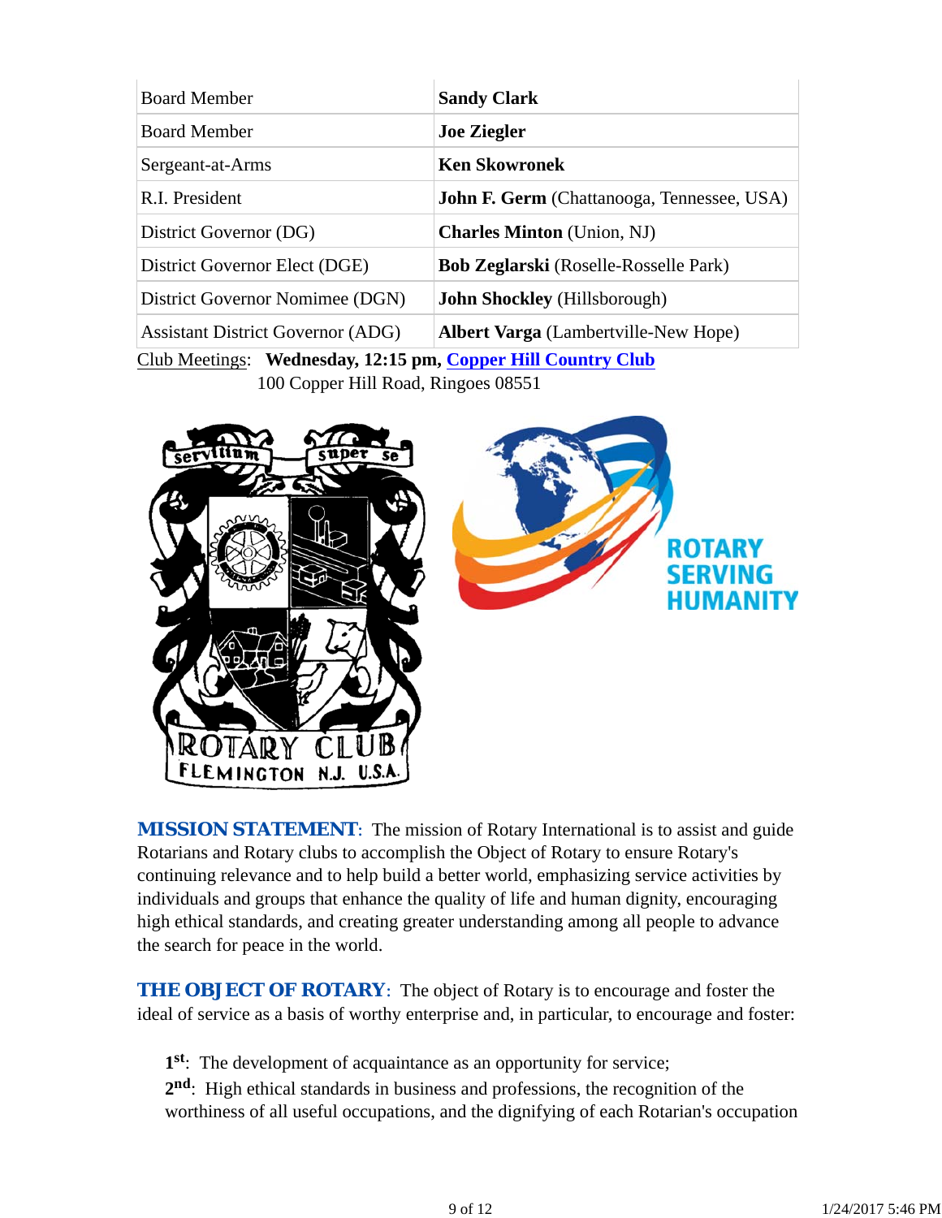| | |
|---|---|
| Board Member | **Sandy Clark** |
| Board Member | **Joe Ziegler** |
| Sergeant-at-Arms | **Ken Skowronek** |
| R.I. President | **John F. Germ** (Chattanooga, Tennessee, USA) |
| District Governor (DG) | **Charles Minton** (Union, NJ) |
| District Governor Elect (DGE) | **Bob Zeglarski** (Roselle-Rosselle Park) |
| District Governor Nomimee (DGN) | **John Shockley** (Hillsborough) |
| Assistant District Governor (ADG) | **Albert Varga** (Lambertville-New Hope) |

Club Meetings: **Wednesday, 12:15 pm, Copper Hill Country Club**
100 Copper Hill Road, Ringoes 08551

***MISSION STATEMENT***: The mission of Rotary International is to assist and guide Rotarians and Rotary clubs to accomplish the Object of Rotary to ensure Rotary's continuing relevance and to help build a better world, emphasizing service activities by individuals and groups that enhance the quality of life and human dignity, encouraging high ethical standards, and creating greater understanding among all people to advance the search for peace in the world.

***THE OBJECT OF ROTARY***: The object of Rotary is to encourage and foster the ideal of service as a basis of worthy enterprise and, in particular, to encourage and foster:

**1st**: The development of acquaintance as an opportunity for service;
**2nd**: High ethical standards in business and professions, the recognition of the worthiness of all useful occupations, and the dignifying of each Rotarian's occupation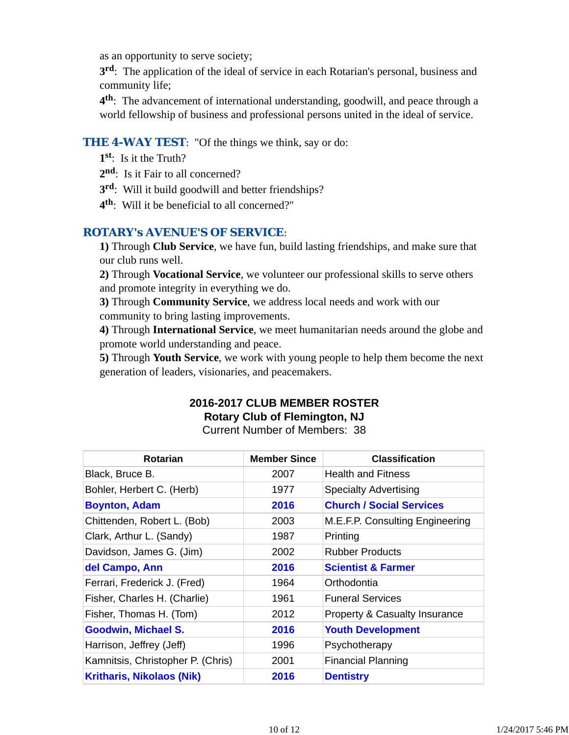as an opportunity to serve society;

**3rd**: The application of the ideal of service in each Rotarian's personal, business and community life;

**4th**: The advancement of international understanding, goodwill, and peace through a world fellowship of business and professional persons united in the ideal of service.

**THE 4-WAY TEST**: "Of the things we think, say or do:

**1st**: Is it the Truth?

**2nd**: Is it Fair to all concerned?

**3rd**: Will it build goodwill and better friendships?

**4th**: Will it be beneficial to all concerned?"

## ROTARY's AVENUE'S OF SERVICE:

**1)** Through **Club Service**, we have fun, build lasting friendships, and make sure that our club runs well.

**2)** Through **Vocational Service**, we volunteer our professional skills to serve others and promote integrity in everything we do.

**3)** Through **Community Service**, we address local needs and work with our community to bring lasting improvements.

**4)** Through **International Service**, we meet humanitarian needs around the globe and promote world understanding and peace.

**5)** Through **Youth Service**, we work with young people to help them become the next generation of leaders, visionaries, and peacemakers.

## 2016-2017 CLUB MEMBER ROSTER
## Rotary Club of Flemington, NJ

Current Number of Members: 38

| Rotarian | Member Since | Classification |
|---|---|---|
| Black, Bruce B. | 2007 | Health and Fitness |
| Bohler, Herbert C. (Herb) | 1977 | Specialty Advertising |
| **Boynton, Adam** | **2016** | **Church / Social Services** |
| Chittenden, Robert L. (Bob) | 2003 | M.E.F.P. Consulting Engineering |
| Clark, Arthur L. (Sandy) | 1987 | Printing |
| Davidson, James G. (Jim) | 2002 | Rubber Products |
| **del Campo, Ann** | **2016** | **Scientist & Farmer** |
| Ferrari, Frederick J. (Fred) | 1964 | Orthodontia |
| Fisher, Charles H. (Charlie) | 1961 | Funeral Services |
| Fisher, Thomas H. (Tom) | 2012 | Property & Casualty Insurance |
| **Goodwin, Michael S.** | **2016** | **Youth Development** |
| Harrison, Jeffrey (Jeff) | 1996 | Psychotherapy |
| Kamnitsis, Christopher P. (Chris) | 2001 | Financial Planning |
| **Kritharis, Nikolaos (Nik)** | **2016** | **Dentistry** |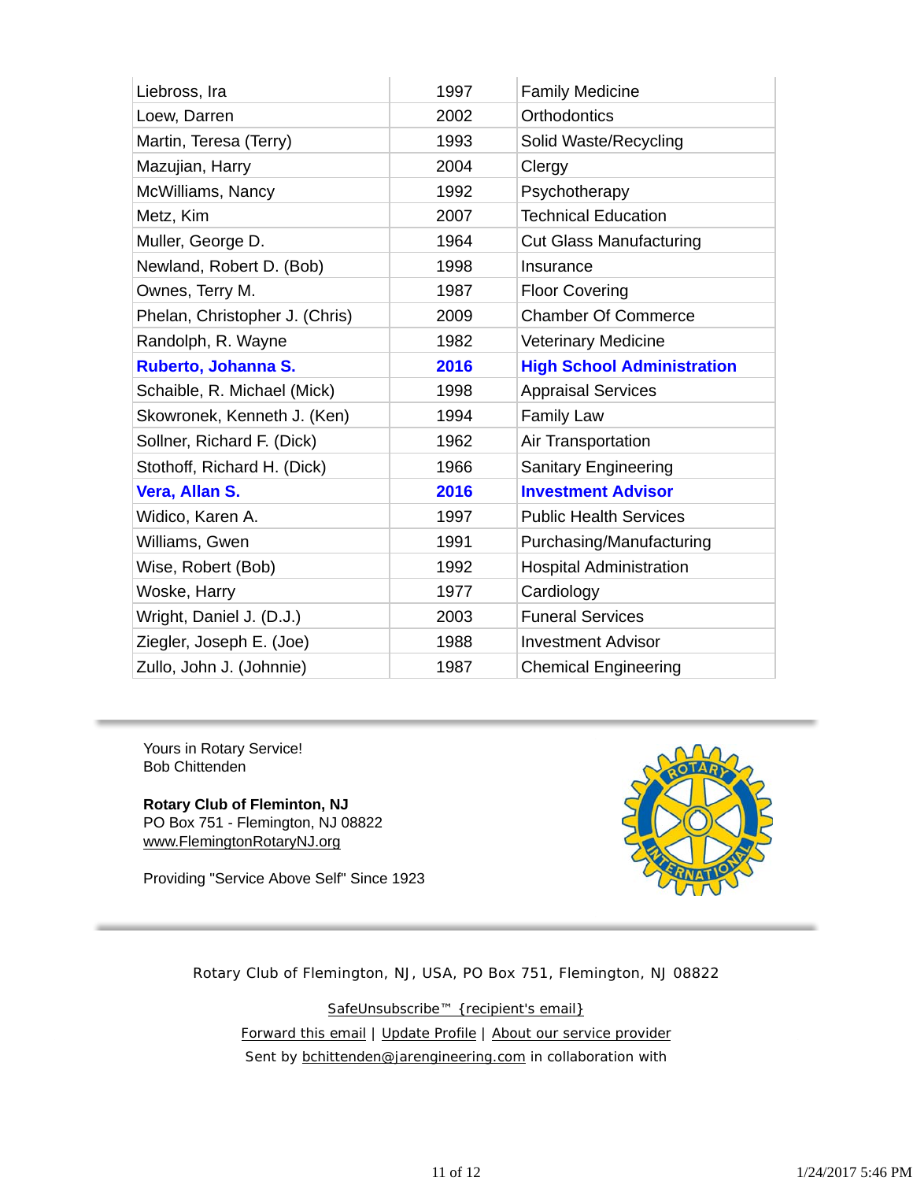| Liebross, Ira | 1997 | Family Medicine |
|---|---|---|
| Loew, Darren | 2002 | Orthodontics |
| Martin, Teresa (Terry) | 1993 | Solid Waste/Recycling |
| Mazujian, Harry | 2004 | Clergy |
| McWilliams, Nancy | 1992 | Psychotherapy |
| Metz, Kim | 2007 | Technical Education |
| Muller, George D. | 1964 | Cut Glass Manufacturing |
| Newland, Robert D. (Bob) | 1998 | Insurance |
| Ownes, Terry M. | 1987 | Floor Covering |
| Phelan, Christopher J. (Chris) | 2009 | Chamber Of Commerce |
| Randolph, R. Wayne | 1982 | Veterinary Medicine |
| **Ruberto, Johanna S.** | **2016** | **High School Administration** |
| Schaible, R. Michael (Mick) | 1998 | Appraisal Services |
| Skowronek, Kenneth J. (Ken) | 1994 | Family Law |
| Sollner, Richard F. (Dick) | 1962 | Air Transportation |
| Stothoff, Richard H. (Dick) | 1966 | Sanitary Engineering |
| **Vera, Allan S.** | **2016** | **Investment Advisor** |
| Widico, Karen A. | 1997 | Public Health Services |
| Williams, Gwen | 1991 | Purchasing/Manufacturing |
| Wise, Robert (Bob) | 1992 | Hospital Administration |
| Woske, Harry | 1977 | Cardiology |
| Wright, Daniel J. (D.J.) | 2003 | Funeral Services |
| Ziegler, Joseph E. (Joe) | 1988 | Investment Advisor |
| Zullo, John J. (Johnnie) | 1987 | Chemical Engineering |

Yours in Rotary Service!
Bob Chittenden

**Rotary Club of Fleminton, NJ**
PO Box 751 - Flemington, NJ 08822
www.FlemingtonRotaryNJ.org

Providing "Service Above Self" Since 1923

Rotary Club of Flemington, NJ, USA, PO Box 751, Flemington, NJ 08822

SafeUnsubscribe™ {recipient's email}

Forward this email | Update Profile | About our service provider

Sent by bchittenden@jarengineering.com in collaboration with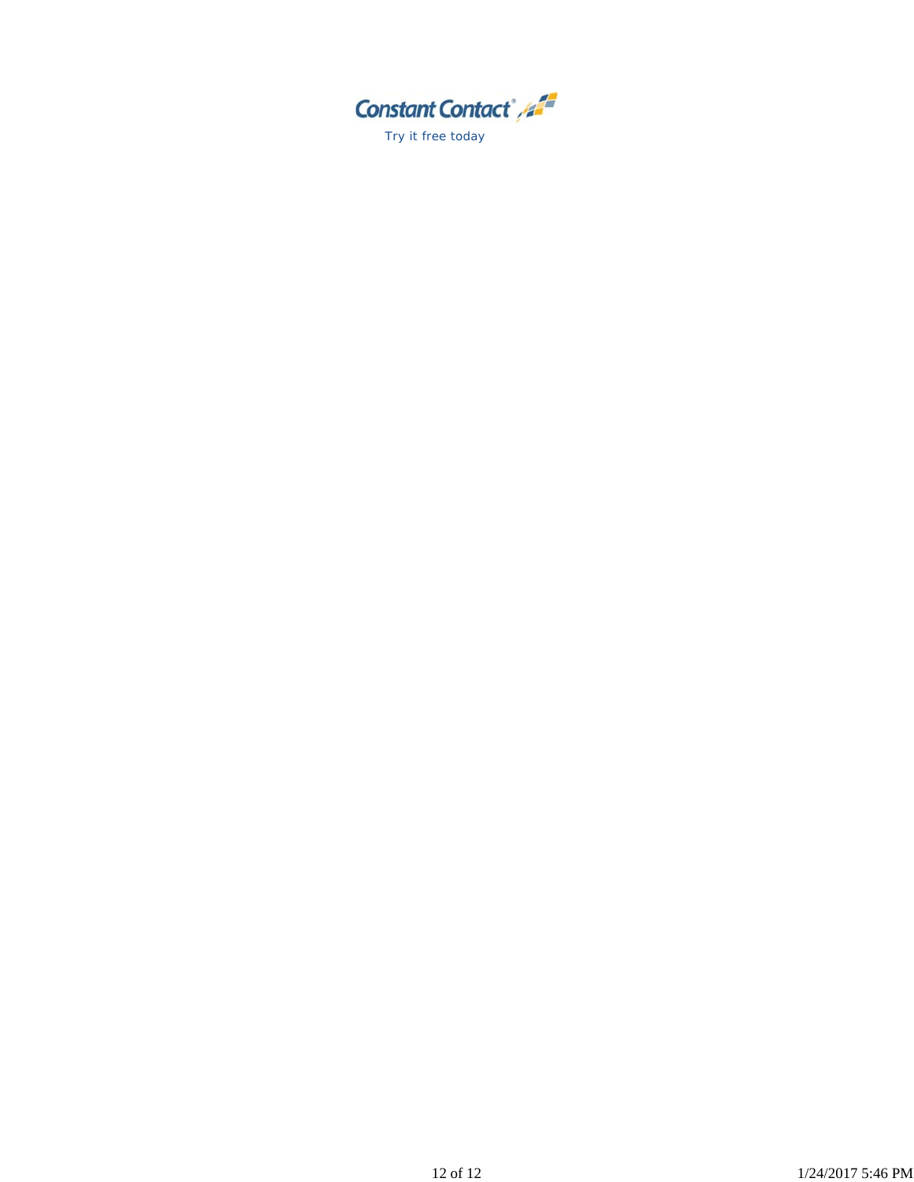Constant Contact

Try it free today